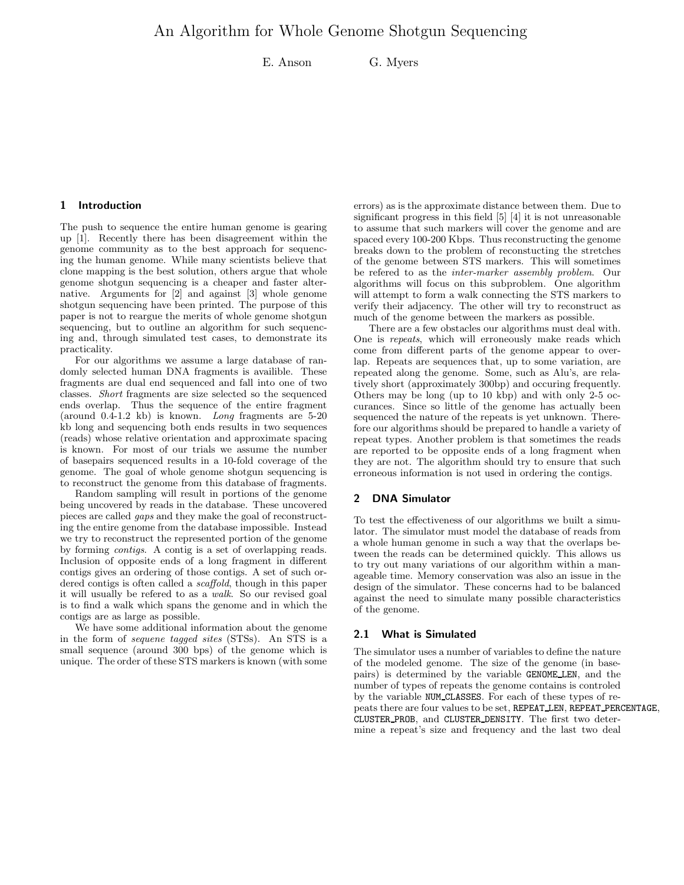# An Algorithm for Whole Genome Shotgun Sequencing

E. Anson G. Myers

## 1 Introduction

The push to sequence the entire human genome is gearing up [1]. Recently there has been disagreement within the genome community as to the best approach for sequencing the human genome. While many scientists believe that clone mapping is the best solution, others argue that whole genome shotgun sequencing is a cheaper and faster alternative. Arguments for [2] and against [3] whole genome shotgun sequencing have been printed. The purpose of this paper is not to reargue the merits of whole genome shotgun sequencing, but to outline an algorithm for such sequencing and, through simulated test cases, to demonstrate its practicality.

For our algorithms we assume a large database of randomly selected human DNA fragments is availible. These fragments are dual end sequenced and fall into one of two classes. *Short* fragments are size selected so the sequenced ends overlap. Thus the sequence of the entire fragment (around 0.4-1.2 kb) is known. *Long* fragments are 5-20 kb long and sequencing both ends results in two sequences (reads) whose relative orientation and approximate spacing is known. For most of our trials we assume the number of basepairs sequenced results in a 10-fold coverage of the genome. The goal of whole genome shotgun sequencing is to reconstruct the genome from this database of fragments.

Random sampling will result in portions of the genome being uncovered by reads in the database. These uncovered pieces are called *gaps* and they make the goal of reconstructing the entire genome from the database impossible. Instead we try to reconstruct the represented portion of the genome by forming *contigs*. A contig is a set of overlapping reads. Inclusion of opposite ends of a long fragment in different contigs gives an ordering of those contigs. A set of such ordered contigs is often called a *scaffold*, though in this paper it will usually be refered to as a *walk*. So our revised goal is to find a walk which spans the genome and in which the contigs are as large as possible.

We have some additional information about the genome in the form of *sequene tagged sites* (STSs). An STS is a small sequence (around 300 bps) of the genome which is unique. The order of these STS markers is known (with some errors) as is the approximate distance between them. Due to significant progress in this field [5] [4] it is not unreasonable to assume that such markers will cover the genome and are spaced every 100-200 Kbps. Thus reconstructing the genome breaks down to the problem of reconstucting the stretches of the genome between STS markers. This will sometimes be refered to as the *inter-marker assembly problem*. Our algorithms will focus on this subproblem. One algorithm will attempt to form a walk connecting the STS markers to verify their adjacency. The other will try to reconstruct as much of the genome between the markers as possible.

There are a few obstacles our algorithms must deal with. One is *repeats*, which will erroneously make reads which come from different parts of the genome appear to overlap. Repeats are sequences that, up to some variation, are repeated along the genome. Some, such as Alu's, are relatively short (approximately 300bp) and occuring frequently. Others may be long (up to 10 kbp) and with only 2-5 occurances. Since so little of the genome has actually been sequenced the nature of the repeats is yet unknown. Therefore our algorithms should be prepared to handle a variety of repeat types. Another problem is that sometimes the reads are reported to be opposite ends of a long fragment when they are not. The algorithm should try to ensure that such erroneous information is not used in ordering the contigs.

## 2 DNA Simulator

To test the effectiveness of our algorithms we built a simulator. The simulator must model the database of reads from a whole human genome in such a way that the overlaps between the reads can be determined quickly. This allows us to try out many variations of our algorithm within a manageable time. Memory conservation was also an issue in the design of the simulator. These concerns had to be balanced against the need to simulate many possible characteristics of the genome.

### 2.1 What is Simulated

The simulator uses a number of variables to define the nature of the modeled genome. The size of the genome (in basepairs) is determined by the variable `GENOME_LEN`, and the number of types of repeats the genome contains is controled by the variable `NUM_CLASSES`. For each of these types of repeats there are four values to be set, `REPEAT_LEN`, `REPEAT_PERCENTAGE`, `CLUSTER_PROB`, and `CLUSTER_DENSITY`. The first two determine a repeat's size and frequency and the last two deal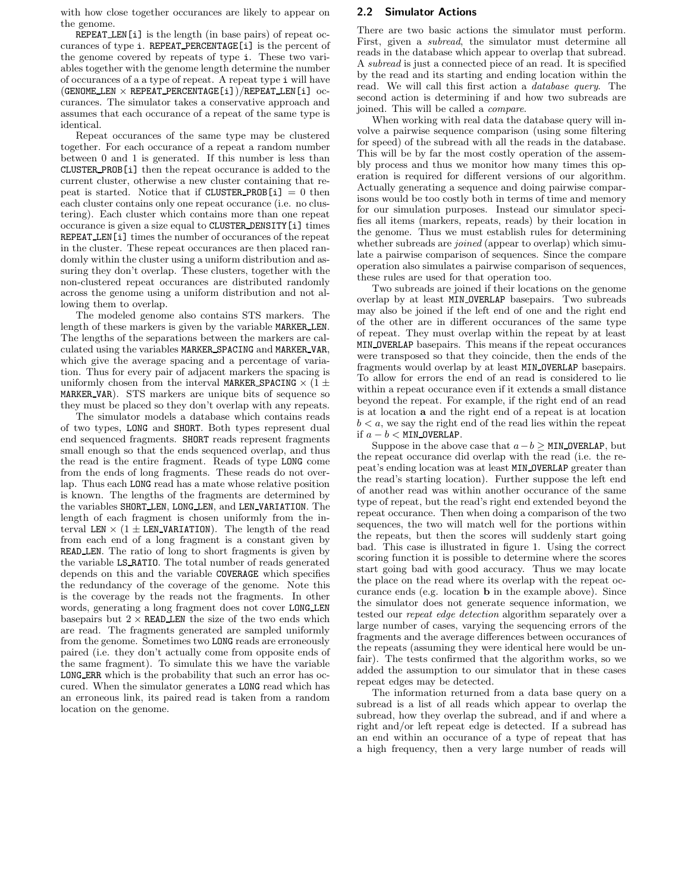with how close together occurances are likely to appear on the genome.

REPEAT_LEN[i] is the length (in base pairs) of repeat occurances of type i. REPEAT_PERCENTAGE[i] is the percent of the genome covered by repeats of type i. These two variables together with the genome length determine the number of occurances of a a type of repeat. A repeat type i will have (GENOME_LEN × REPEAT_PERCENTAGE[i])/REPEAT_LEN[i] occurances. The simulator takes a conservative approach and assumes that each occurance of a repeat of the same type is identical.

Repeat occurances of the same type may be clustered together. For each occurance of a repeat a random number between 0 and 1 is generated. If this number is less than CLUSTER_PROB[i] then the repeat occurance is added to the current cluster, otherwise a new cluster containing that repeat is started. Notice that if CLUSTER_PROB[i] = 0 then each cluster contains only one repeat occurance (i.e. no clustering). Each cluster which contains more than one repeat occurance is given a size equal to CLUSTER_DENSITY[i] times REPEAT_LEN[i] times the number of occurances of the repeat in the cluster. These repeat occurances are then placed randomly within the cluster using a uniform distribution and assuring they don't overlap. These clusters, together with the non-clustered repeat occurances are distributed randomly across the genome using a uniform distribution and not allowing them to overlap.

The modeled genome also contains STS markers. The length of these markers is given by the variable MARKER_LEN. The lengths of the separations between the markers are calculated using the variables MARKER_SPACING and MARKER_VAR, which give the average spacing and a percentage of variation. Thus for every pair of adjacent markers the spacing is uniformly chosen from the interval MARKER_SPACING × (1 ± MARKER_VAR). STS markers are unique bits of sequence so they must be placed so they don't overlap with any repeats.

The simulator models a database which contains reads of two types, LONG and SHORT. Both types represent dual end sequenced fragments. SHORT reads represent fragments small enough so that the ends sequenced overlap, and thus the read is the entire fragment. Reads of type LONG come from the ends of long fragments. These reads do not overlap. Thus each LONG read has a mate whose relative position is known. The lengths of the fragments are determined by the variables SHORT_LEN, LONG_LEN, and LEN_VARIATION. The length of each fragment is chosen uniformly from the interval LEN × (1 ± LEN_VARIATION). The length of the read from each end of a long fragment is a constant given by READ_LEN. The ratio of long to short fragments is given by the variable LS_RATIO. The total number of reads generated depends on this and the variable COVERAGE which specifies the redundancy of the coverage of the genome. Note this is the coverage by the reads not the fragments. In other words, generating a long fragment does not cover LONG_LEN basepairs but 2 × READ_LEN the size of the two ends which are read. The fragments generated are sampled uniformly from the genome. Sometimes two LONG reads are erroneously paired (i.e. they don't actually come from opposite ends of the same fragment). To simulate this we have the variable LONG_ERR which is the probability that such an error has occured. When the simulator generates a LONG read which has an erroneous link, its paired read is taken from a random location on the genome.

## 2.2 Simulator Actions

There are two basic actions the simulator must perform. First, given a *subread*, the simulator must determine all reads in the database which appear to overlap that subread. A *subread* is just a connected piece of an read. It is specified by the read and its starting and ending location within the read. We will call this first action a *database query*. The second action is determining if and how two subreads are joined. This will be called a *compare*.

When working with real data the database query will involve a pairwise sequence comparison (using some filtering for speed) of the subread with all the reads in the database. This will be by far the most costly operation of the assembly process and thus we monitor how many times this operation is required for different versions of our algorithm. Actually generating a sequence and doing pairwise comparisons would be too costly both in terms of time and memory for our simulation purposes. Instead our simulator specifies all items (markers, repeats, reads) by their location in the genome. Thus we must establish rules for determining whether subreads are *joined* (appear to overlap) which simulate a pairwise comparison of sequences. Since the compare operation also simulates a pairwise comparison of sequences, these rules are used for that operation too.

Two subreads are joined if their locations on the genome overlap by at least MIN_OVERLAP basepairs. Two subreads may also be joined if the left end of one and the right end of the other are in different occurances of the same type of repeat. They must overlap within the repeat by at least MIN_OVERLAP basepairs. This means if the repeat occurances were transposed so that they coincide, then the ends of the fragments would overlap by at least MIN_OVERLAP basepairs. To allow for errors the end of an read is considered to lie within a repeat occurance even if it extends a small distance beyond the repeat. For example, if the right end of an read is at location **a** and the right end of a repeat is at location $b < a$, we say the right end of the read lies within the repeat if $a - b <$ MIN_OVERLAP.

Suppose in the above case that $a - b \geq$ MIN_OVERLAP, but the repeat occurance did overlap with the read (i.e. the repeat's ending location was at least MIN_OVERLAP greater than the read's starting location). Further suppose the left end of another read was within another occurance of the same type of repeat, but the read's right end extended beyond the repeat occurance. Then when doing a comparison of the two sequences, the two will match well for the portions within the repeats, but then the scores will suddenly start going bad. This case is illustrated in figure 1. Using the correct scoring function it is possible to determine where the scores start going bad with good accuracy. Thus we may locate the place on the read where its overlap with the repeat occurance ends (e.g. location **b** in the example above). Since the simulator does not generate sequence information, we tested our *repeat edge detection* algorithm separately over a large number of cases, varying the sequencing errors of the fragments and the average differences between occurances of the repeats (assuming they were identical here would be unfair). The tests confirmed that the algorithm works, so we added the assumption to our simulator that in these cases repeat edges may be detected.

The information returned from a data base query on a subread is a list of all reads which appear to overlap the subread, how they overlap the subread, and if and where a right and/or left repeat edge is detected. If a subread has an end within an occurance of a type of repeat that has a high frequency, then a very large number of reads will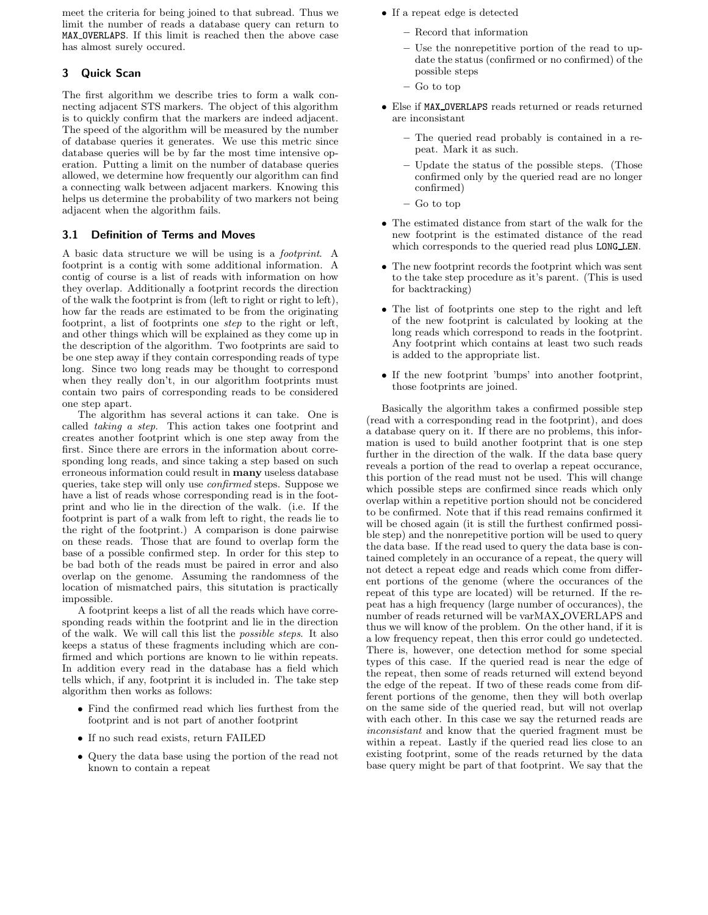meet the criteria for being joined to that subread. Thus we limit the number of reads a database query can return to MAX_OVERLAPS. If this limit is reached then the above case has almost surely occured.

## 3 Quick Scan

The first algorithm we describe tries to form a walk connecting adjacent STS markers. The object of this algorithm is to quickly confirm that the markers are indeed adjacent. The speed of the algorithm will be measured by the number of database queries it generates. We use this metric since database queries will be by far the most time intensive operation. Putting a limit on the number of database queries allowed, we determine how frequently our algorithm can find a connecting walk between adjacent markers. Knowing this helps us determine the probability of two markers not being adjacent when the algorithm fails.

### 3.1 Definition of Terms and Moves

A basic data structure we will be using is a *footprint*. A footprint is a contig with some additional information. A contig of course is a list of reads with information on how they overlap. Additionally a footprint records the direction of the walk the footprint is from (left to right or right to left), how far the reads are estimated to be from the originating footprint, a list of footprints one *step* to the right or left, and other things which will be explained as they come up in the description of the algorithm. Two footprints are said to be one step away if they contain corresponding reads of type long. Since two long reads may be thought to correspond when they really don't, in our algorithm footprints must contain two pairs of corresponding reads to be considered one step apart.

The algorithm has several actions it can take. One is called *taking a step*. This action takes one footprint and creates another footprint which is one step away from the first. Since there are errors in the information about corresponding long reads, and since taking a step based on such erroneous information could result in **many** useless database queries, take step will only use *confirmed* steps. Suppose we have a list of reads whose corresponding read is in the footprint and who lie in the direction of the walk. (i.e. If the footprint is part of a walk from left to right, the reads lie to the right of the footprint.) A comparison is done pairwise on these reads. Those that are found to overlap form the base of a possible confirmed step. In order for this step to be bad both of the reads must be paired in error and also overlap on the genome. Assuming the randomness of the location of mismatched pairs, this situtation is practically impossible.

A footprint keeps a list of all the reads which have corresponding reads within the footprint and lie in the direction of the walk. We will call this list the *possible steps*. It also keeps a status of these fragments including which are confirmed and which portions are known to lie within repeats. In addition every read in the database has a field which tells which, if any, footprint it is included in. The take step algorithm then works as follows:

- Find the confirmed read which lies furthest from the footprint and is not part of another footprint
- If no such read exists, return FAILED
- Query the data base using the portion of the read not known to contain a repeat
- If a repeat edge is detected
  - Record that information
  - Use the nonrepetitive portion of the read to update the status (confirmed or no confirmed) of the possible steps
  - Go to top
- Else if MAX_OVERLAPS reads returned or reads returned are inconsistant
  - The queried read probably is contained in a repeat. Mark it as such.
  - Update the status of the possible steps. (Those confirmed only by the queried read are no longer confirmed)
  - Go to top
- The estimated distance from start of the walk for the new footprint is the estimated distance of the read which corresponds to the queried read plus LONG_LEN.
- The new footprint records the footprint which was sent to the take step procedure as it's parent. (This is used for backtracking)
- The list of footprints one step to the right and left of the new footprint is calculated by looking at the long reads which correspond to reads in the footprint. Any footprint which contains at least two such reads is added to the appropriate list.
- If the new footprint 'bumps' into another footprint, those footprints are joined.

Basically the algorithm takes a confirmed possible step (read with a corresponding read in the footprint), and does a database query on it. If there are no problems, this information is used to build another footprint that is one step further in the direction of the walk. If the data base query reveals a portion of the read to overlap a repeat occurance, this portion of the read must not be used. This will change which possible steps are confirmed since reads which only overlap within a repetitive portion should not be concidered to be confirmed. Note that if this read remains confirmed it will be chosed again (it is still the furthest confirmed possible step) and the nonrepetitive portion will be used to query the data base. If the read used to query the data base is contained completely in an occurance of a repeat, the query will not detect a repeat edge and reads which come from different portions of the genome (where the occurances of the repeat of this type are located) will be returned. If the repeat has a high frequency (large number of occurances), the number of reads returned will be varMAX_OVERLAPS and thus we will know of the problem. On the other hand, if it is a low frequency repeat, then this error could go undetected. There is, however, one detection method for some special types of this case. If the queried read is near the edge of the repeat, then some of reads returned will extend beyond the edge of the repeat. If two of these reads come from different portions of the genome, then they will both overlap on the same side of the queried read, but will not overlap with each other. In this case we say the returned reads are *inconsistant* and know that the queried fragment must be within a repeat. Lastly if the queried read lies close to an existing footprint, some of the reads returned by the data base query might be part of that footprint. We say that the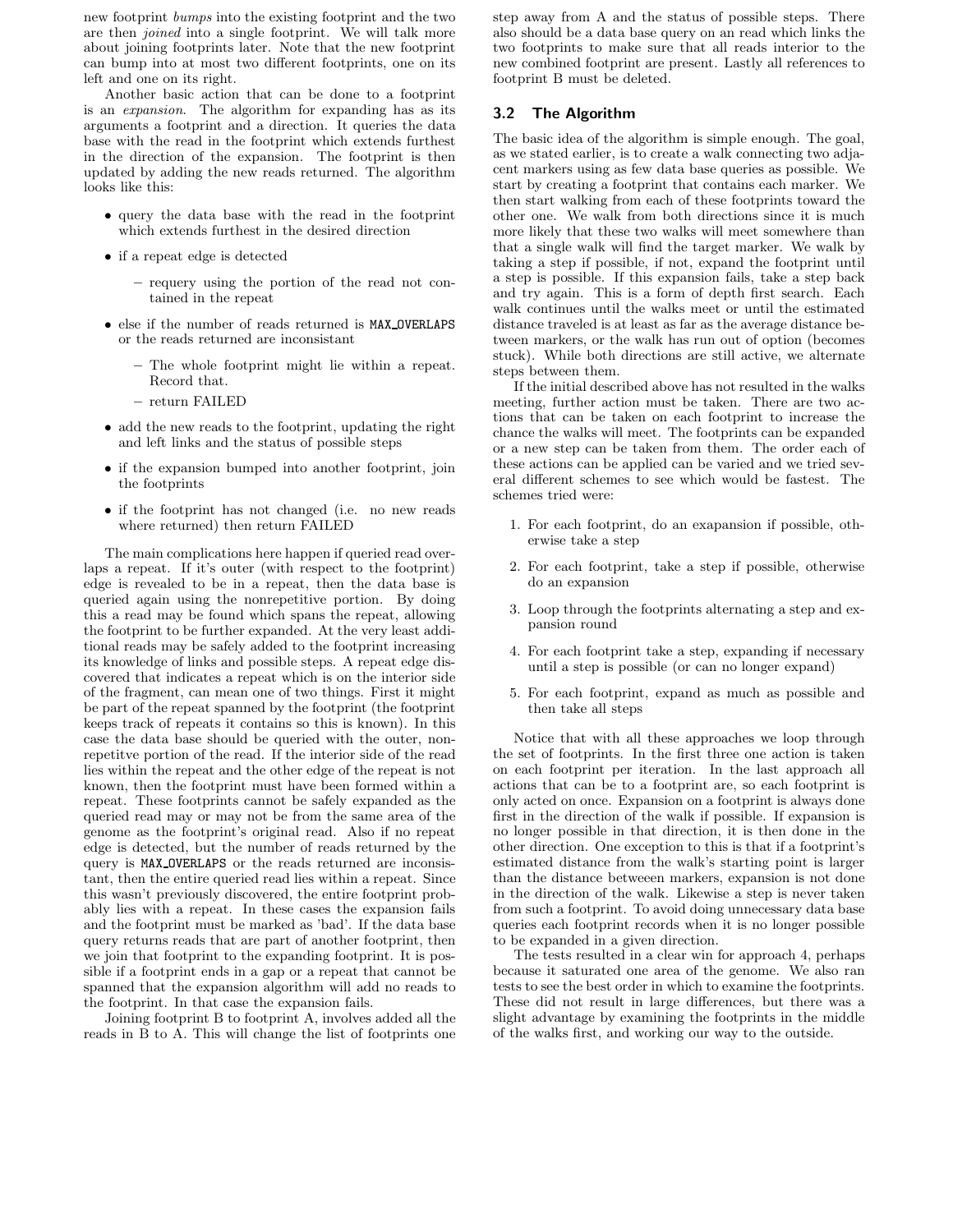new footprint *bumps* into the existing footprint and the two are then *joined* into a single footprint. We will talk more about joining footprints later. Note that the new footprint can bump into at most two different footprints, one on its left and one on its right.

Another basic action that can be done to a footprint is an *expansion*. The algorithm for expanding has as its arguments a footprint and a direction. It queries the data base with the read in the footprint which extends furthest in the direction of the expansion. The footprint is then updated by adding the new reads returned. The algorithm looks like this:

- query the data base with the read in the footprint which extends furthest in the desired direction
- if a repeat edge is detected
  - requery using the portion of the read not contained in the repeat
- else if the number of reads returned is MAX_OVERLAPS or the reads returned are inconsistant
  - The whole footprint might lie within a repeat. Record that.
  - return FAILED
- add the new reads to the footprint, updating the right and left links and the status of possible steps
- if the expansion bumped into another footprint, join the footprints
- if the footprint has not changed (i.e. no new reads where returned) then return FAILED

The main complications here happen if queried read overlaps a repeat. If it's outer (with respect to the footprint) edge is revealed to be in a repeat, then the data base is queried again using the nonrepetitive portion. By doing this a read may be found which spans the repeat, allowing the footprint to be further expanded. At the very least additional reads may be safely added to the footprint increasing its knowledge of links and possible steps. A repeat edge discovered that indicates a repeat which is on the interior side of the fragment, can mean one of two things. First it might be part of the repeat spanned by the footprint (the footprint keeps track of repeats it contains so this is known). In this case the data base should be queried with the outer, nonrepetitve portion of the read. If the interior side of the read lies within the repeat and the other edge of the repeat is not known, then the footprint must have been formed within a repeat. These footprints cannot be safely expanded as the queried read may or may not be from the same area of the genome as the footprint's original read. Also if no repeat edge is detected, but the number of reads returned by the query is MAX_OVERLAPS or the reads returned are inconsistant, then the entire queried read lies within a repeat. Since this wasn't previously discovered, the entire footprint probably lies with a repeat. In these cases the expansion fails and the footprint must be marked as 'bad'. If the data base query returns reads that are part of another footprint, then we join that footprint to the expanding footprint. It is possible if a footprint ends in a gap or a repeat that cannot be spanned that the expansion algorithm will add no reads to the footprint. In that case the expansion fails.

Joining footprint B to footprint A, involves added all the reads in B to A. This will change the list of footprints one step away from A and the status of possible steps. There also should be a data base query on an read which links the two footprints to make sure that all reads interior to the new combined footprint are present. Lastly all references to footprint B must be deleted.

### 3.2 The Algorithm

The basic idea of the algorithm is simple enough. The goal, as we stated earlier, is to create a walk connecting two adjacent markers using as few data base queries as possible. We start by creating a footprint that contains each marker. We then start walking from each of these footprints toward the other one. We walk from both directions since it is much more likely that these two walks will meet somewhere than that a single walk will find the target marker. We walk by taking a step if possible, if not, expand the footprint until a step is possible. If this expansion fails, take a step back and try again. This is a form of depth first search. Each walk continues until the walks meet or until the estimated distance traveled is at least as far as the average distance between markers, or the walk has run out of option (becomes stuck). While both directions are still active, we alternate steps between them.

If the initial described above has not resulted in the walks meeting, further action must be taken. There are two actions that can be taken on each footprint to increase the chance the walks will meet. The footprints can be expanded or a new step can be taken from them. The order each of these actions can be applied can be varied and we tried several different schemes to see which would be fastest. The schemes tried were:

1. For each footprint, do an exapansion if possible, otherwise take a step
2. For each footprint, take a step if possible, otherwise do an expansion
3. Loop through the footprints alternating a step and expansion round
4. For each footprint take a step, expanding if necessary until a step is possible (or can no longer expand)
5. For each footprint, expand as much as possible and then take all steps

Notice that with all these approaches we loop through the set of footprints. In the first three one action is taken on each footprint per iteration. In the last approach all actions that can be to a footprint are, so each footprint is only acted on once. Expansion on a footprint is always done first in the direction of the walk if possible. If expansion is no longer possible in that direction, it is then done in the other direction. One exception to this is that if a footprint's estimated distance from the walk's starting point is larger than the distance betweeen markers, expansion is not done in the direction of the walk. Likewise a step is never taken from such a footprint. To avoid doing unnecessary data base queries each footprint records when it is no longer possible to be expanded in a given direction.

The tests resulted in a clear win for approach 4, perhaps because it saturated one area of the genome. We also ran tests to see the best order in which to examine the footprints. These did not result in large differences, but there was a slight advantage by examining the footprints in the middle of the walks first, and working our way to the outside.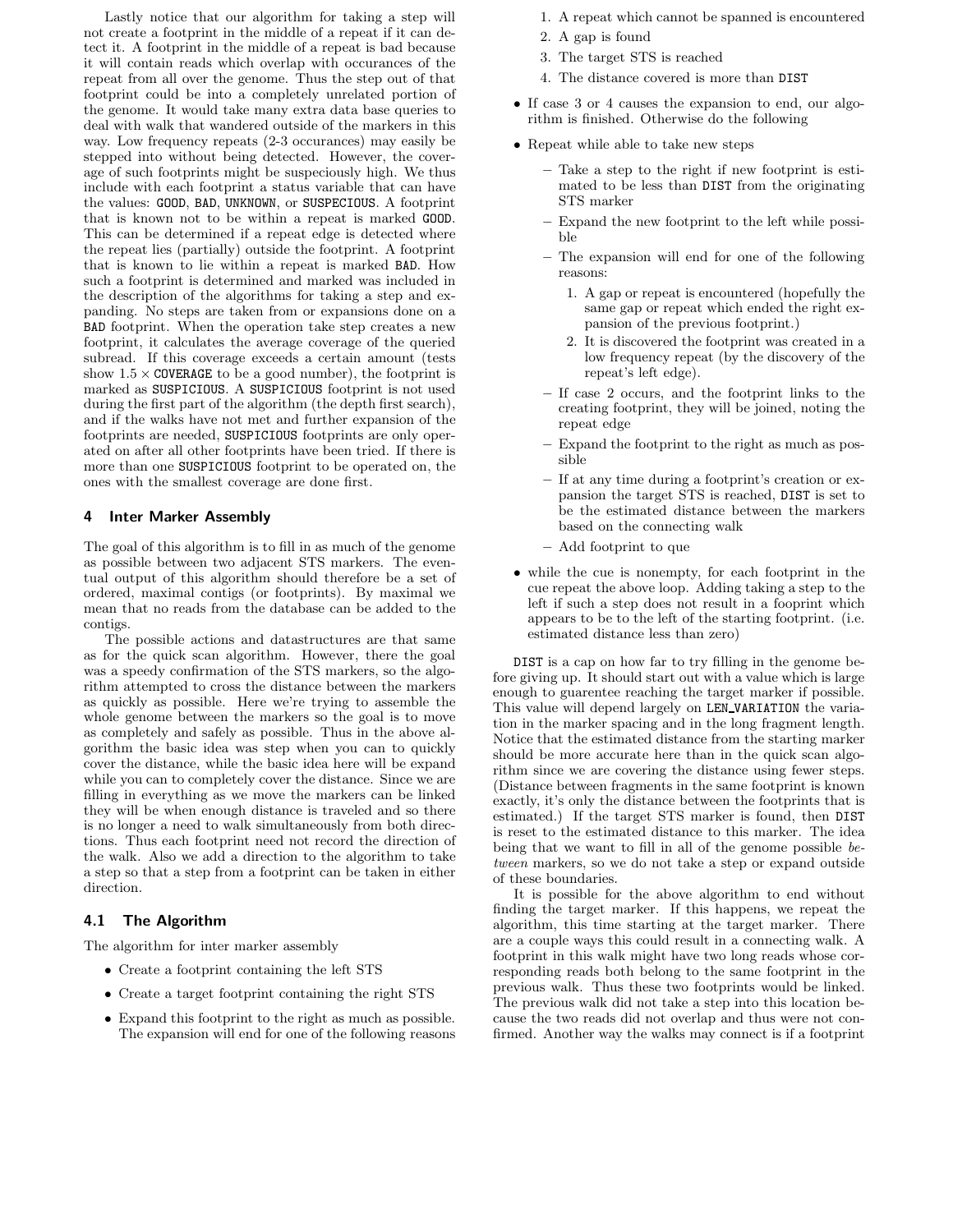Lastly notice that our algorithm for taking a step will not create a footprint in the middle of a repeat if it can detect it. A footprint in the middle of a repeat is bad because it will contain reads which overlap with occurances of the repeat from all over the genome. Thus the step out of that footprint could be into a completely unrelated portion of the genome. It would take many extra data base queries to deal with walk that wandered outside of the markers in this way. Low frequency repeats (2-3 occurances) may easily be stepped into without being detected. However, the coverage of such footprints might be suspeciously high. We thus include with each footprint a status variable that can have the values: `GOOD`, `BAD`, `UNKNOWN`, or `SUSPECIOUS`. A footprint that is known not to be within a repeat is marked `GOOD`. This can be determined if a repeat edge is detected where the repeat lies (partially) outside the footprint. A footprint that is known to lie within a repeat is marked `BAD`. How such a footprint is determined and marked was included in the description of the algorithms for taking a step and expanding. No steps are taken from or expansions done on a `BAD` footprint. When the operation take step creates a new footprint, it calculates the average coverage of the queried subread. If this coverage exceeds a certain amount (tests show $1.5 \times$ `COVERAGE` to be a good number), the footprint is marked as `SUSPICIOUS`. A `SUSPICIOUS` footprint is not used during the first part of the algorithm (the depth first search), and if the walks have not met and further expansion of the footprints are needed, `SUSPICIOUS` footprints are only operated on after all other footprints have been tried. If there is more than one `SUSPICIOUS` footprint to be operated on, the ones with the smallest coverage are done first.

# 4 Inter Marker Assembly

The goal of this algorithm is to fill in as much of the genome as possible between two adjacent STS markers. The eventual output of this algorithm should therefore be a set of ordered, maximal contigs (or footprints). By maximal we mean that no reads from the database can be added to the contigs.

The possible actions and datastructures are that same as for the quick scan algorithm. However, there the goal was a speedy confirmation of the STS markers, so the algorithm attempted to cross the distance between the markers as quickly as possible. Here we're trying to assemble the whole genome between the markers so the goal is to move as completely and safely as possible. Thus in the above algorithm the basic idea was step when you can to quickly cover the distance, while the basic idea here will be expand while you can to completely cover the distance. Since we are filling in everything as we move the markers can be linked they will be when enough distance is traveled and so there is no longer a need to walk simultaneously from both directions. Thus each footprint need not record the direction of the walk. Also we add a direction to the algorithm to take a step so that a step from a footprint can be taken in either direction.

## 4.1 The Algorithm

The algorithm for inter marker assembly

- Create a footprint containing the left STS
- Create a target footprint containing the right STS
- Expand this footprint to the right as much as possible. The expansion will end for one of the following reasons
  1. A repeat which cannot be spanned is encountered
  2. A gap is found
  3. The target STS is reached
  4. The distance covered is more than `DIST`
- If case 3 or 4 causes the expansion to end, our algorithm is finished. Otherwise do the following
- Repeat while able to take new steps
  - Take a step to the right if new footprint is estimated to be less than `DIST` from the originating STS marker
  - Expand the new footprint to the left while possible
  - The expansion will end for one of the following reasons:
    1. A gap or repeat is encountered (hopefully the same gap or repeat which ended the right expansion of the previous footprint.)
    2. It is discovered the footprint was created in a low frequency repeat (by the discovery of the repeat's left edge).
  - If case 2 occurs, and the footprint links to the creating footprint, they will be joined, noting the repeat edge
  - Expand the footprint to the right as much as possible
  - If at any time during a footprint's creation or expansion the target STS is reached, `DIST` is set to be the estimated distance between the markers based on the connecting walk
  - Add footprint to que
- while the cue is nonempty, for each footprint in the cue repeat the above loop. Adding taking a step to the left if such a step does not result in a fooprint which appears to be to the left of the starting footprint. (i.e. estimated distance less than zero)

`DIST` is a cap on how far to try filling in the genome before giving up. It should start out with a value which is large enough to guarentee reaching the target marker if possible. This value will depend largely on `LEN_VARIATION` the variation in the marker spacing and in the long fragment length. Notice that the estimated distance from the starting marker should be more accurate here than in the quick scan algorithm since we are covering the distance using fewer steps. (Distance between fragments in the same footprint is known exactly, it's only the distance between the footprints that is estimated.) If the target STS marker is found, then `DIST` is reset to the estimated distance to this marker. The idea being that we want to fill in all of the genome possible *between* markers, so we do not take a step or expand outside of these boundaries.

It is possible for the above algorithm to end without finding the target marker. If this happens, we repeat the algorithm, this time starting at the target marker. There are a couple ways this could result in a connecting walk. A footprint in this walk might have two long reads whose corresponding reads both belong to the same footprint in the previous walk. Thus these two footprints would be linked. The previous walk did not take a step into this location because the two reads did not overlap and thus were not confirmed. Another way the walks may connect is if a footprint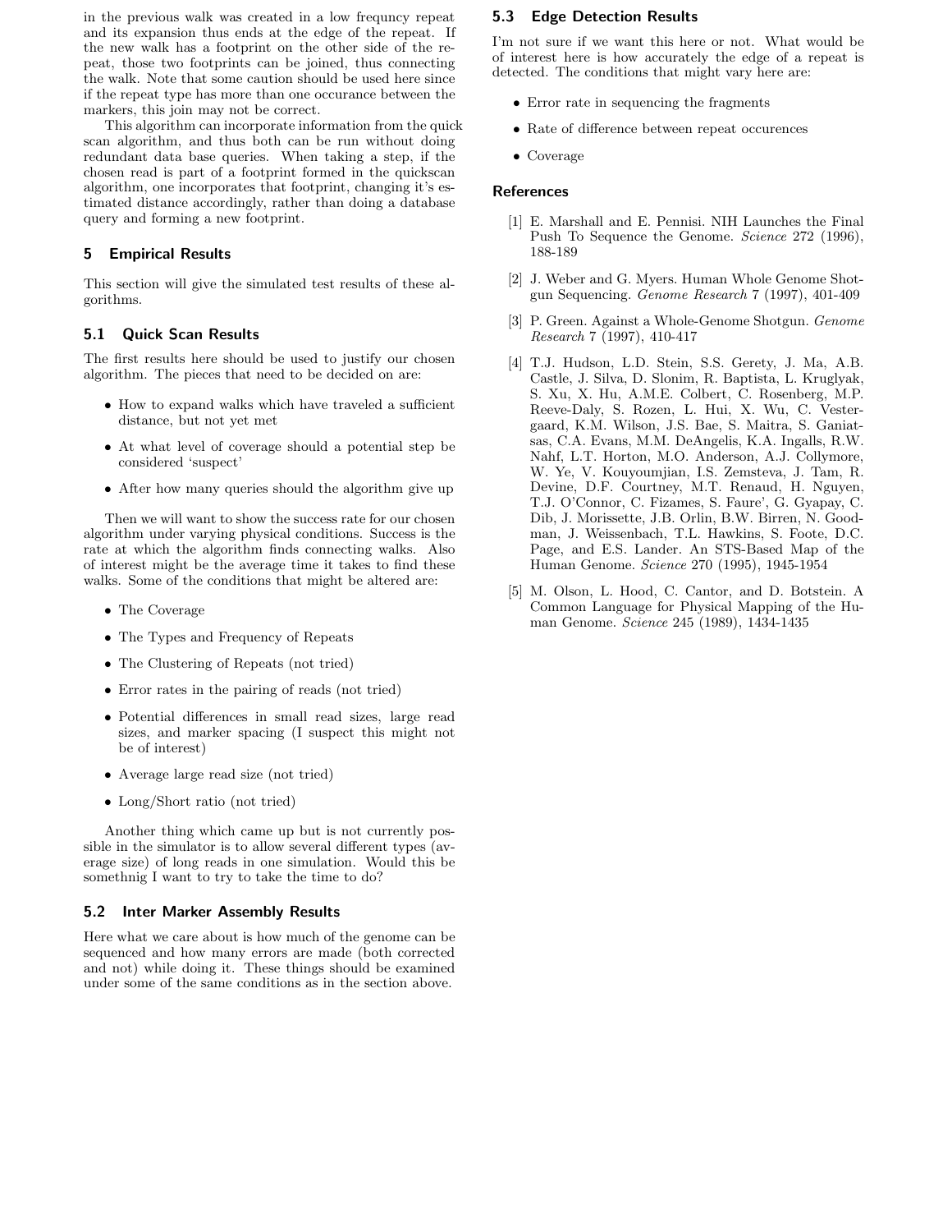in the previous walk was created in a low frequncy repeat and its expansion thus ends at the edge of the repeat. If the new walk has a footprint on the other side of the repeat, those two footprints can be joined, thus connecting the walk. Note that some caution should be used here since if the repeat type has more than one occurance between the markers, this join may not be correct.

This algorithm can incorporate information from the quick scan algorithm, and thus both can be run without doing redundant data base queries. When taking a step, if the chosen read is part of a footprint formed in the quickscan algorithm, one incorporates that footprint, changing it's estimated distance accordingly, rather than doing a database query and forming a new footprint.

## 5 Empirical Results

This section will give the simulated test results of these algorithms.

### 5.1 Quick Scan Results

The first results here should be used to justify our chosen algorithm. The pieces that need to be decided on are:

- How to expand walks which have traveled a sufficient distance, but not yet met
- At what level of coverage should a potential step be considered 'suspect'
- After how many queries should the algorithm give up

Then we will want to show the success rate for our chosen algorithm under varying physical conditions. Success is the rate at which the algorithm finds connecting walks. Also of interest might be the average time it takes to find these walks. Some of the conditions that might be altered are:

- The Coverage
- The Types and Frequency of Repeats
- The Clustering of Repeats (not tried)
- Error rates in the pairing of reads (not tried)
- Potential differences in small read sizes, large read sizes, and marker spacing (I suspect this might not be of interest)
- Average large read size (not tried)
- Long/Short ratio (not tried)

Another thing which came up but is not currently possible in the simulator is to allow several different types (average size) of long reads in one simulation. Would this be somethnig I want to try to take the time to do?

### 5.2 Inter Marker Assembly Results

Here what we care about is how much of the genome can be sequenced and how many errors are made (both corrected and not) while doing it. These things should be examined under some of the same conditions as in the section above.

### 5.3 Edge Detection Results

I'm not sure if we want this here or not. What would be of interest here is how accurately the edge of a repeat is detected. The conditions that might vary here are:

- Error rate in sequencing the fragments
- Rate of difference between repeat occurences
- Coverage

## References

[1] E. Marshall and E. Pennisi. NIH Launches the Final Push To Sequence the Genome. *Science* 272 (1996), 188-189

[2] J. Weber and G. Myers. Human Whole Genome Shotgun Sequencing. *Genome Research* 7 (1997), 401-409

[3] P. Green. Against a Whole-Genome Shotgun. *Genome Research* 7 (1997), 410-417

[4] T.J. Hudson, L.D. Stein, S.S. Gerety, J. Ma, A.B. Castle, J. Silva, D. Slonim, R. Baptista, L. Kruglyak, S. Xu, X. Hu, A.M.E. Colbert, C. Rosenberg, M.P. Reeve-Daly, S. Rozen, L. Hui, X. Wu, C. Vestergaard, K.M. Wilson, J.S. Bae, S. Maitra, S. Ganiatsas, C.A. Evans, M.M. DeAngelis, K.A. Ingalls, R.W. Nahf, L.T. Horton, M.O. Anderson, A.J. Collymore, W. Ye, V. Kouyoumjian, I.S. Zemsteva, J. Tam, R. Devine, D.F. Courtney, M.T. Renaud, H. Nguyen, T.J. O'Connor, C. Fizames, S. Faure', G. Gyapay, C. Dib, J. Morissette, J.B. Orlin, B.W. Birren, N. Goodman, J. Weissenbach, T.L. Hawkins, S. Foote, D.C. Page, and E.S. Lander. An STS-Based Map of the Human Genome. *Science* 270 (1995), 1945-1954

[5] M. Olson, L. Hood, C. Cantor, and D. Botstein. A Common Language for Physical Mapping of the Human Genome. *Science* 245 (1989), 1434-1435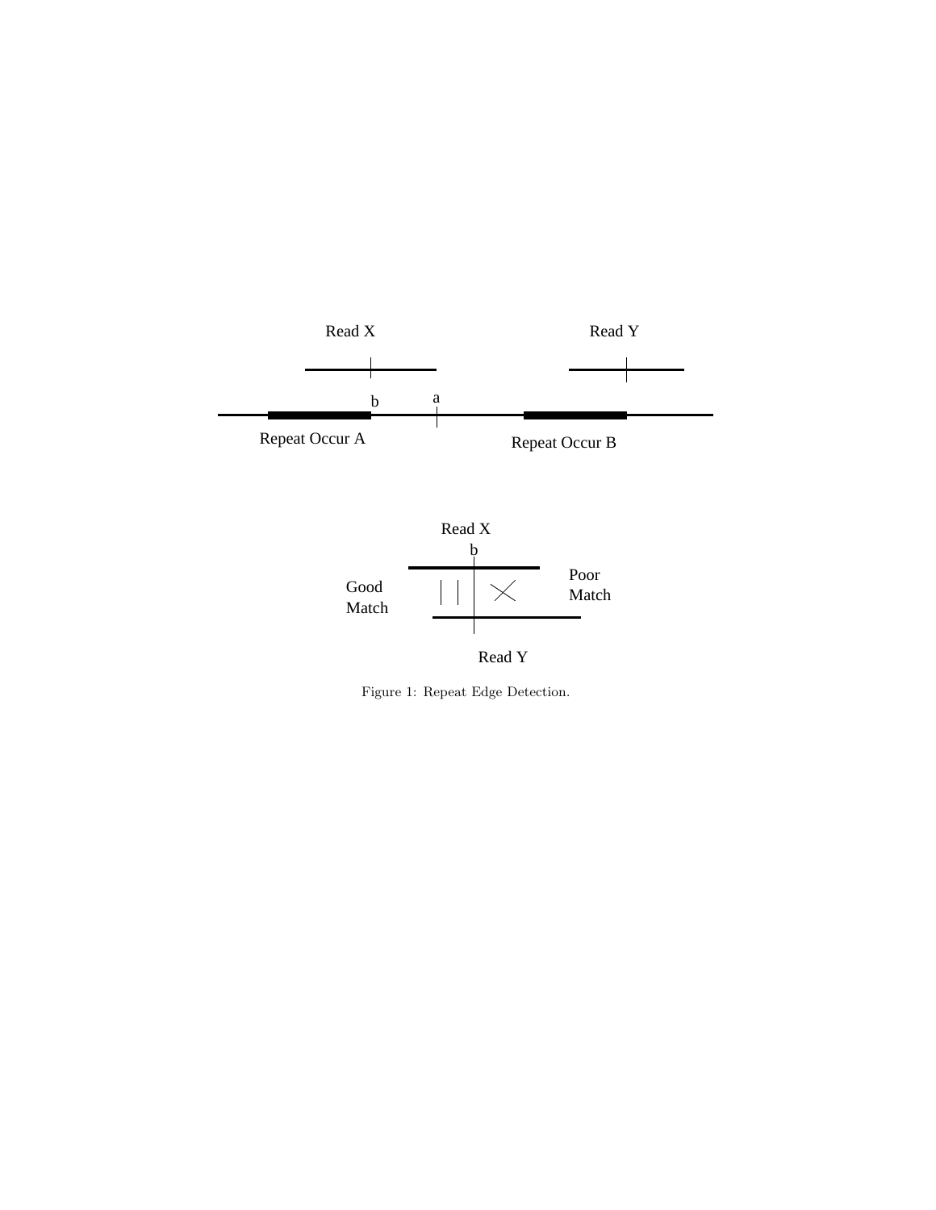Read X

Read Y

b

a

Repeat Occur A

Repeat Occur B

Read X

b

Good Match

Poor Match

Read Y

Figure 1: Repeat Edge Detection.